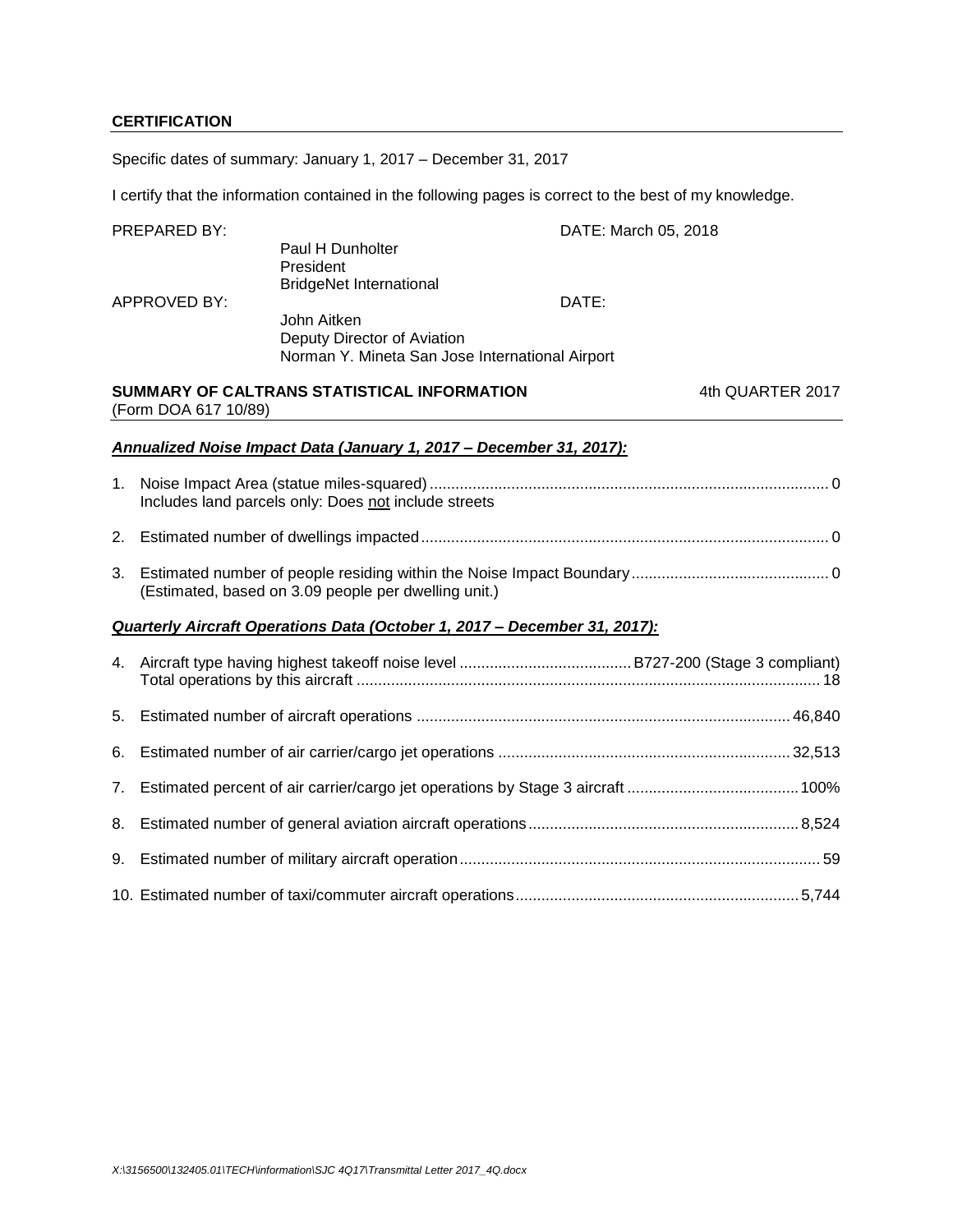## CERTIFICATION

Specific dates of summary: January 1, 2017 – December 31, 2017

I certify that the information contained in the following pages is correct to the best of my knowledge.

PREPARED BY: Paul H Dunholter, President, BridgeNet International — DATE: March 05, 2018

APPROVED BY: John Aitken, Deputy Director of Aviation, Norman Y. Mineta San Jose International Airport — DATE:

## SUMMARY OF CALTRANS STATISTICAL INFORMATION — 4th QUARTER 2017

(Form DOA 617 10/89)

### *Annualized Noise Impact Data (January 1, 2017 – December 31, 2017):*

1. Noise Impact Area (statue miles-squared) ............ 0
   Includes land parcels only: Does not include streets

2. Estimated number of dwellings impacted ............ 0

3. Estimated number of people residing within the Noise Impact Boundary ............ 0
   (Estimated, based on 3.09 people per dwelling unit.)

### *Quarterly Aircraft Operations Data (October 1, 2017 – December 31, 2017):*

4. Aircraft type having highest takeoff noise level ............ B727-200 (Stage 3 compliant)
   Total operations by this aircraft ............ 18

5. Estimated number of aircraft operations ............ 46,840

6. Estimated number of air carrier/cargo jet operations ............ 32,513

7. Estimated percent of air carrier/cargo jet operations by Stage 3 aircraft ............ 100%

8. Estimated number of general aviation aircraft operations ............ 8,524

9. Estimated number of military aircraft operation ............ 59

10. Estimated number of taxi/commuter aircraft operations ............ 5,744

*X:\3156500\132405.01\TECH\information\SJC 4Q17\Transmittal Letter 2017_4Q.docx*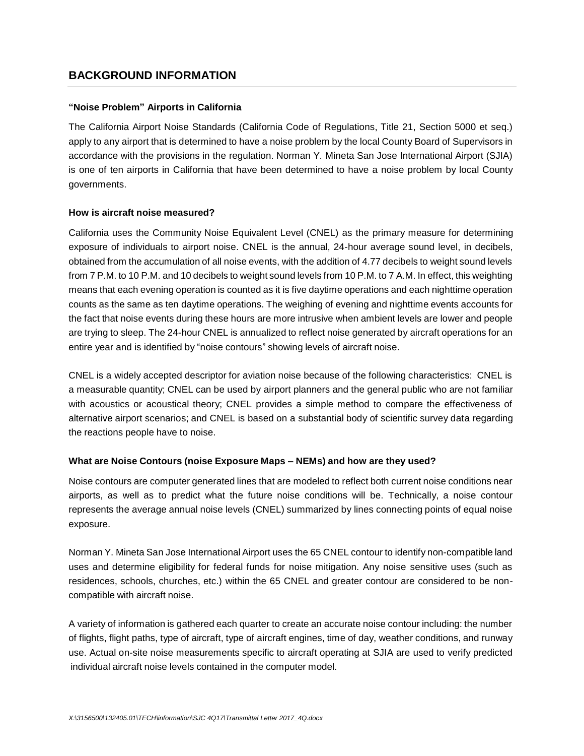## BACKGROUND INFORMATION

### "Noise Problem" Airports in California

The California Airport Noise Standards (California Code of Regulations, Title 21, Section 5000 et seq.) apply to any airport that is determined to have a noise problem by the local County Board of Supervisors in accordance with the provisions in the regulation. Norman Y. Mineta San Jose International Airport (SJIA) is one of ten airports in California that have been determined to have a noise problem by local County governments.

### How is aircraft noise measured?

California uses the Community Noise Equivalent Level (CNEL) as the primary measure for determining exposure of individuals to airport noise. CNEL is the annual, 24-hour average sound level, in decibels, obtained from the accumulation of all noise events, with the addition of 4.77 decibels to weight sound levels from 7 P.M. to 10 P.M. and 10 decibels to weight sound levels from 10 P.M. to 7 A.M. In effect, this weighting means that each evening operation is counted as it is five daytime operations and each nighttime operation counts as the same as ten daytime operations. The weighing of evening and nighttime events accounts for the fact that noise events during these hours are more intrusive when ambient levels are lower and people are trying to sleep. The 24-hour CNEL is annualized to reflect noise generated by aircraft operations for an entire year and is identified by "noise contours" showing levels of aircraft noise.

CNEL is a widely accepted descriptor for aviation noise because of the following characteristics: CNEL is a measurable quantity; CNEL can be used by airport planners and the general public who are not familiar with acoustics or acoustical theory; CNEL provides a simple method to compare the effectiveness of alternative airport scenarios; and CNEL is based on a substantial body of scientific survey data regarding the reactions people have to noise.

### What are Noise Contours (noise Exposure Maps – NEMs) and how are they used?

Noise contours are computer generated lines that are modeled to reflect both current noise conditions near airports, as well as to predict what the future noise conditions will be. Technically, a noise contour represents the average annual noise levels (CNEL) summarized by lines connecting points of equal noise exposure.

Norman Y. Mineta San Jose International Airport uses the 65 CNEL contour to identify non-compatible land uses and determine eligibility for federal funds for noise mitigation. Any noise sensitive uses (such as residences, schools, churches, etc.) within the 65 CNEL and greater contour are considered to be non-compatible with aircraft noise.

A variety of information is gathered each quarter to create an accurate noise contour including: the number of flights, flight paths, type of aircraft, type of aircraft engines, time of day, weather conditions, and runway use. Actual on-site noise measurements specific to aircraft operating at SJIA are used to verify predicted individual aircraft noise levels contained in the computer model.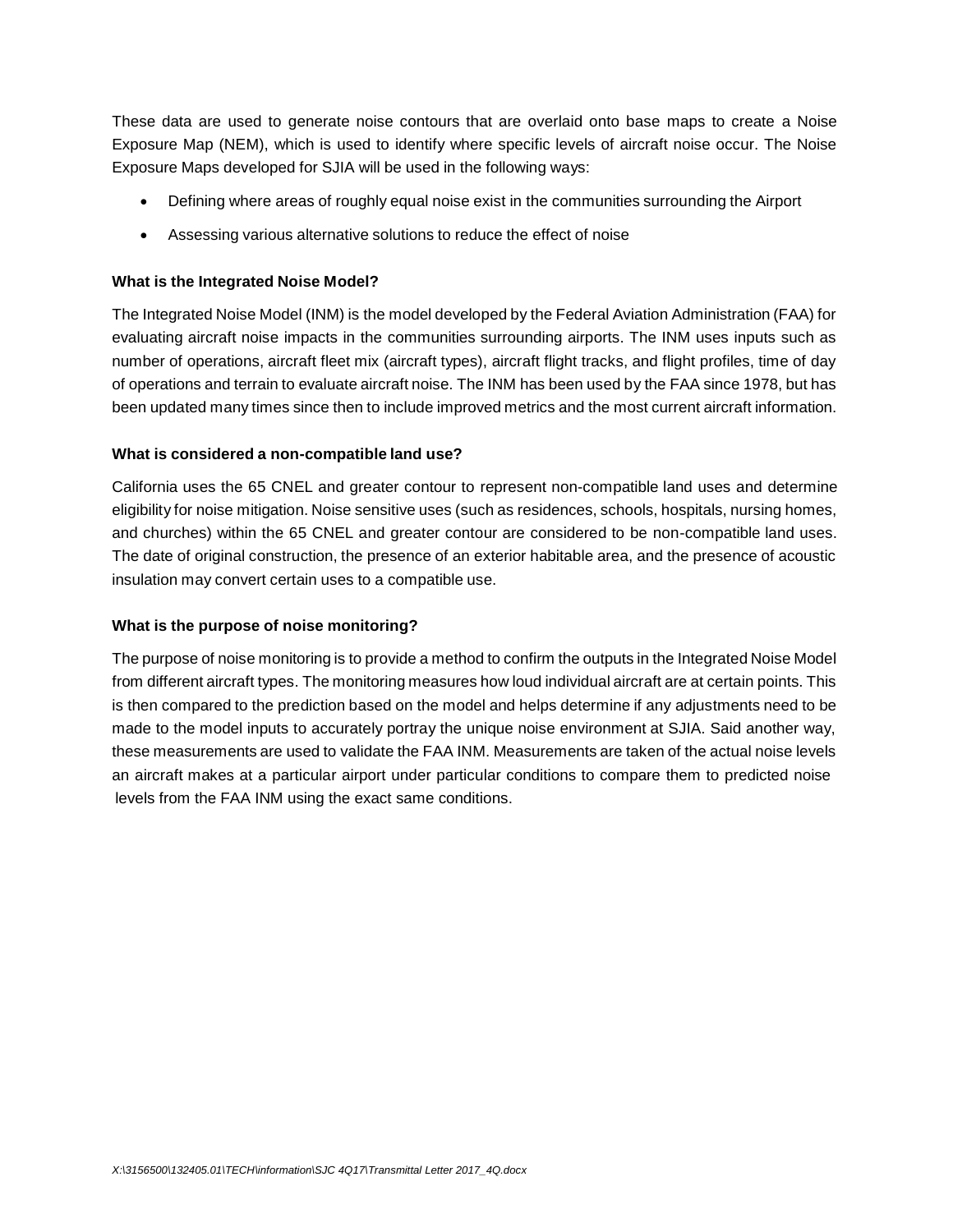These data are used to generate noise contours that are overlaid onto base maps to create a Noise Exposure Map (NEM), which is used to identify where specific levels of aircraft noise occur. The Noise Exposure Maps developed for SJIA will be used in the following ways:

- Defining where areas of roughly equal noise exist in the communities surrounding the Airport
- Assessing various alternative solutions to reduce the effect of noise

**What is the Integrated Noise Model?**

The Integrated Noise Model (INM) is the model developed by the Federal Aviation Administration (FAA) for evaluating aircraft noise impacts in the communities surrounding airports. The INM uses inputs such as number of operations, aircraft fleet mix (aircraft types), aircraft flight tracks, and flight profiles, time of day of operations and terrain to evaluate aircraft noise. The INM has been used by the FAA since 1978, but has been updated many times since then to include improved metrics and the most current aircraft information.

**What is considered a non-compatible land use?**

California uses the 65 CNEL and greater contour to represent non-compatible land uses and determine eligibility for noise mitigation. Noise sensitive uses (such as residences, schools, hospitals, nursing homes, and churches) within the 65 CNEL and greater contour are considered to be non-compatible land uses. The date of original construction, the presence of an exterior habitable area, and the presence of acoustic insulation may convert certain uses to a compatible use.

**What is the purpose of noise monitoring?**

The purpose of noise monitoring is to provide a method to confirm the outputs in the Integrated Noise Model from different aircraft types. The monitoring measures how loud individual aircraft are at certain points. This is then compared to the prediction based on the model and helps determine if any adjustments need to be made to the model inputs to accurately portray the unique noise environment at SJIA. Said another way, these measurements are used to validate the FAA INM. Measurements are taken of the actual noise levels an aircraft makes at a particular airport under particular conditions to compare them to predicted noise levels from the FAA INM using the exact same conditions.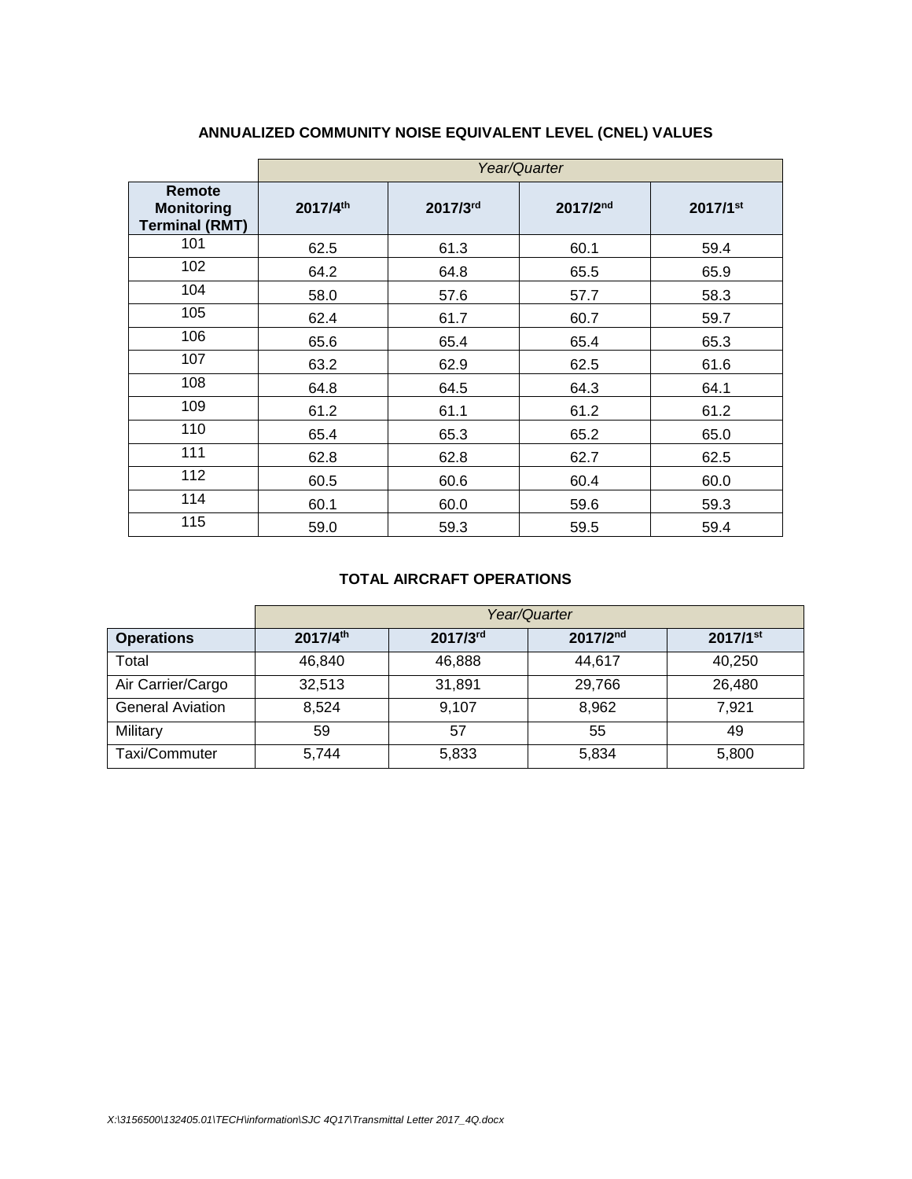## ANNUALIZED COMMUNITY NOISE EQUIVALENT LEVEL (CNEL) VALUES

| | *Year/Quarter* | | | |
|---|---|---|---|---|
| **Remote Monitoring Terminal (RMT)** | **2017/4th** | **2017/3rd** | **2017/2nd** | **2017/1st** |
| 101 | 62.5 | 61.3 | 60.1 | 59.4 |
| 102 | 64.2 | 64.8 | 65.5 | 65.9 |
| 104 | 58.0 | 57.6 | 57.7 | 58.3 |
| 105 | 62.4 | 61.7 | 60.7 | 59.7 |
| 106 | 65.6 | 65.4 | 65.4 | 65.3 |
| 107 | 63.2 | 62.9 | 62.5 | 61.6 |
| 108 | 64.8 | 64.5 | 64.3 | 64.1 |
| 109 | 61.2 | 61.1 | 61.2 | 61.2 |
| 110 | 65.4 | 65.3 | 65.2 | 65.0 |
| 111 | 62.8 | 62.8 | 62.7 | 62.5 |
| 112 | 60.5 | 60.6 | 60.4 | 60.0 |
| 114 | 60.1 | 60.0 | 59.6 | 59.3 |
| 115 | 59.0 | 59.3 | 59.5 | 59.4 |

## TOTAL AIRCRAFT OPERATIONS

| | *Year/Quarter* | | | |
|---|---|---|---|---|
| **Operations** | **2017/4th** | **2017/3rd** | **2017/2nd** | **2017/1st** |
| Total | 46,840 | 46,888 | 44,617 | 40,250 |
| Air Carrier/Cargo | 32,513 | 31,891 | 29,766 | 26,480 |
| General Aviation | 8,524 | 9,107 | 8,962 | 7,921 |
| Military | 59 | 57 | 55 | 49 |
| Taxi/Commuter | 5,744 | 5,833 | 5,834 | 5,800 |

*X:\3156500\132405.01\TECH\information\SJC 4Q17\Transmittal Letter 2017_4Q.docx*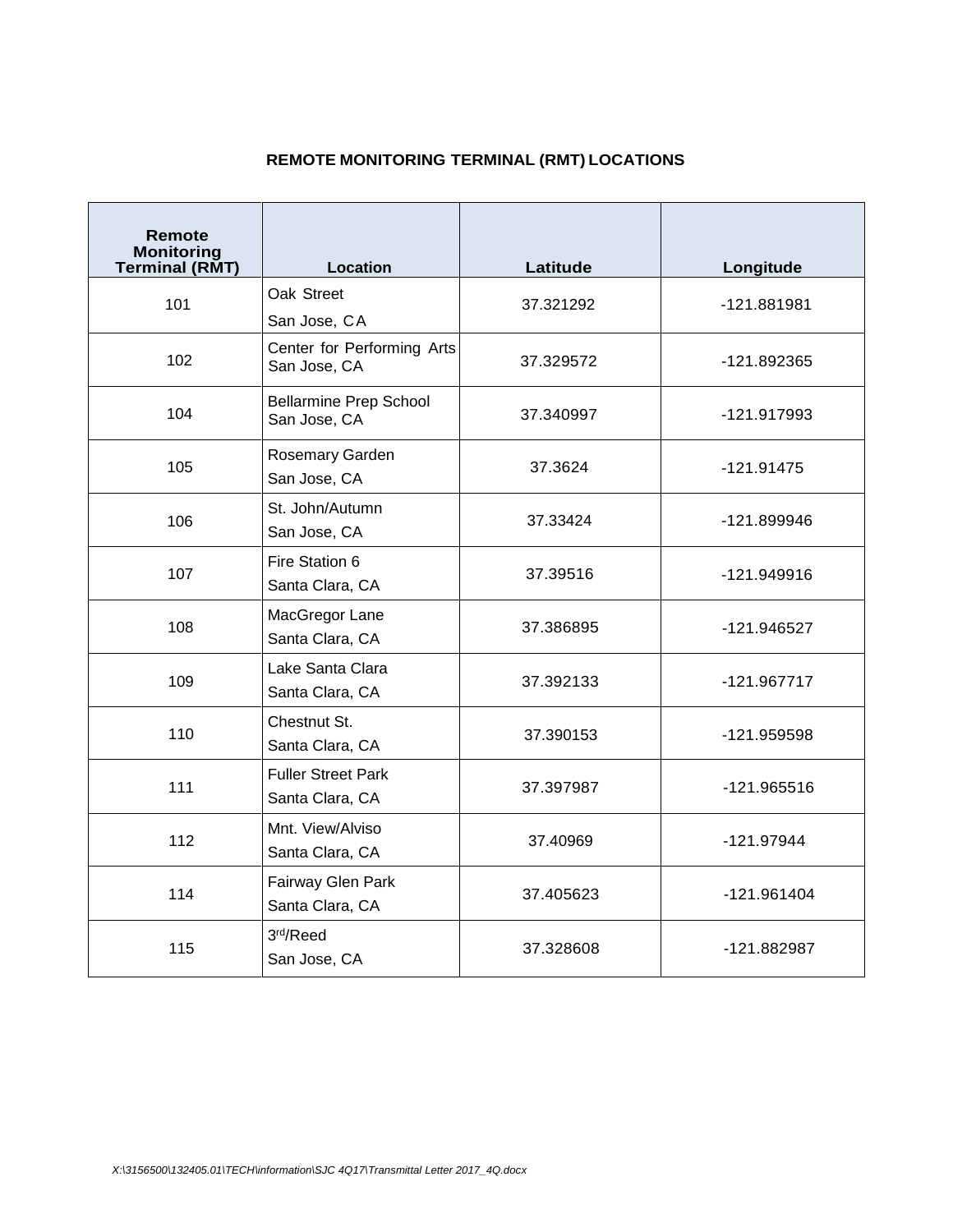## REMOTE MONITORING TERMINAL (RMT) LOCATIONS

| Remote Monitoring Terminal (RMT) | Location | Latitude | Longitude |
|---|---|---|---|
| 101 | Oak Street<br>San Jose, CA | 37.321292 | -121.881981 |
| 102 | Center for Performing Arts<br>San Jose, CA | 37.329572 | -121.892365 |
| 104 | Bellarmine Prep School<br>San Jose, CA | 37.340997 | -121.917993 |
| 105 | Rosemary Garden<br>San Jose, CA | 37.3624 | -121.91475 |
| 106 | St. John/Autumn<br>San Jose, CA | 37.33424 | -121.899946 |
| 107 | Fire Station 6<br>Santa Clara, CA | 37.39516 | -121.949916 |
| 108 | MacGregor Lane<br>Santa Clara, CA | 37.386895 | -121.946527 |
| 109 | Lake Santa Clara<br>Santa Clara, CA | 37.392133 | -121.967717 |
| 110 | Chestnut St.<br>Santa Clara, CA | 37.390153 | -121.959598 |
| 111 | Fuller Street Park<br>Santa Clara, CA | 37.397987 | -121.965516 |
| 112 | Mnt. View/Alviso<br>Santa Clara, CA | 37.40969 | -121.97944 |
| 114 | Fairway Glen Park<br>Santa Clara, CA | 37.405623 | -121.961404 |
| 115 | 3rd/Reed<br>San Jose, CA | 37.328608 | -121.882987 |

*X:\3156500\132405.01\TECH\information\SJC 4Q17\Transmittal Letter 2017_4Q.docx*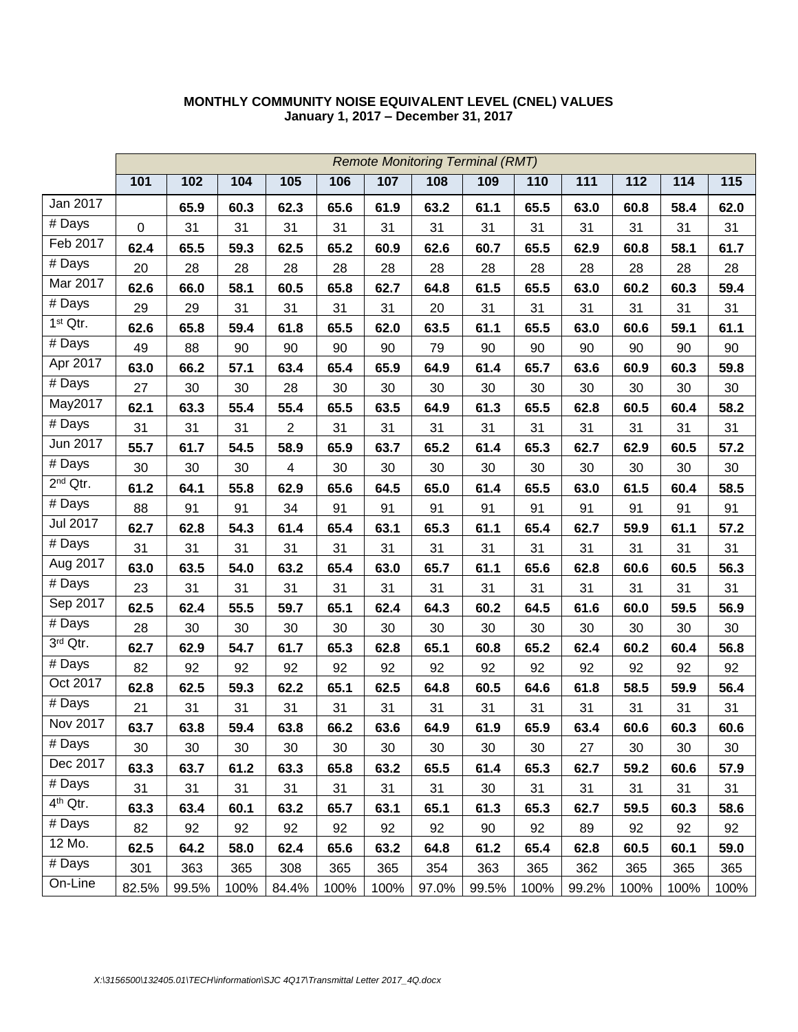**MONTHLY COMMUNITY NOISE EQUIVALENT LEVEL (CNEL) VALUES**
**January 1, 2017 – December 31, 2017**

| | *Remote Monitoring Terminal (RMT)* | | | | | | | | | | | | |
|---|---|---|---|---|---|---|---|---|---|---|---|---|---|
| | **101** | **102** | **104** | **105** | **106** | **107** | **108** | **109** | **110** | **111** | **112** | **114** | **115** |
| Jan 2017 | | **65.9** | **60.3** | **62.3** | **65.6** | **61.9** | **63.2** | **61.1** | **65.5** | **63.0** | **60.8** | **58.4** | **62.0** |
| # Days | 0 | 31 | 31 | 31 | 31 | 31 | 31 | 31 | 31 | 31 | 31 | 31 | 31 |
| Feb 2017 | **62.4** | **65.5** | **59.3** | **62.5** | **65.2** | **60.9** | **62.6** | **60.7** | **65.5** | **62.9** | **60.8** | **58.1** | **61.7** |
| # Days | 20 | 28 | 28 | 28 | 28 | 28 | 28 | 28 | 28 | 28 | 28 | 28 | 28 |
| Mar 2017 | **62.6** | **66.0** | **58.1** | **60.5** | **65.8** | **62.7** | **64.8** | **61.5** | **65.5** | **63.0** | **60.2** | **60.3** | **59.4** |
| # Days | 29 | 29 | 31 | 31 | 31 | 31 | 20 | 31 | 31 | 31 | 31 | 31 | 31 |
| 1st Qtr. | **62.6** | **65.8** | **59.4** | **61.8** | **65.5** | **62.0** | **63.5** | **61.1** | **65.5** | **63.0** | **60.6** | **59.1** | **61.1** |
| # Days | 49 | 88 | 90 | 90 | 90 | 90 | 79 | 90 | 90 | 90 | 90 | 90 | 90 |
| Apr 2017 | **63.0** | **66.2** | **57.1** | **63.4** | **65.4** | **65.9** | **64.9** | **61.4** | **65.7** | **63.6** | **60.9** | **60.3** | **59.8** |
| # Days | 27 | 30 | 30 | 28 | 30 | 30 | 30 | 30 | 30 | 30 | 30 | 30 | 30 |
| May2017 | **62.1** | **63.3** | **55.4** | **55.4** | **65.5** | **63.5** | **64.9** | **61.3** | **65.5** | **62.8** | **60.5** | **60.4** | **58.2** |
| # Days | 31 | 31 | 31 | 2 | 31 | 31 | 31 | 31 | 31 | 31 | 31 | 31 | 31 |
| Jun 2017 | **55.7** | **61.7** | **54.5** | **58.9** | **65.9** | **63.7** | **65.2** | **61.4** | **65.3** | **62.7** | **62.9** | **60.5** | **57.2** |
| # Days | 30 | 30 | 30 | 4 | 30 | 30 | 30 | 30 | 30 | 30 | 30 | 30 | 30 |
| 2nd Qtr. | **61.2** | **64.1** | **55.8** | **62.9** | **65.6** | **64.5** | **65.0** | **61.4** | **65.5** | **63.0** | **61.5** | **60.4** | **58.5** |
| # Days | 88 | 91 | 91 | 34 | 91 | 91 | 91 | 91 | 91 | 91 | 91 | 91 | 91 |
| Jul 2017 | **62.7** | **62.8** | **54.3** | **61.4** | **65.4** | **63.1** | **65.3** | **61.1** | **65.4** | **62.7** | **59.9** | **61.1** | **57.2** |
| # Days | 31 | 31 | 31 | 31 | 31 | 31 | 31 | 31 | 31 | 31 | 31 | 31 | 31 |
| Aug 2017 | **63.0** | **63.5** | **54.0** | **63.2** | **65.4** | **63.0** | **65.7** | **61.1** | **65.6** | **62.8** | **60.6** | **60.5** | **56.3** |
| # Days | 23 | 31 | 31 | 31 | 31 | 31 | 31 | 31 | 31 | 31 | 31 | 31 | 31 |
| Sep 2017 | **62.5** | **62.4** | **55.5** | **59.7** | **65.1** | **62.4** | **64.3** | **60.2** | **64.5** | **61.6** | **60.0** | **59.5** | **56.9** |
| # Days | 28 | 30 | 30 | 30 | 30 | 30 | 30 | 30 | 30 | 30 | 30 | 30 | 30 |
| 3rd Qtr. | **62.7** | **62.9** | **54.7** | **61.7** | **65.3** | **62.8** | **65.1** | **60.8** | **65.2** | **62.4** | **60.2** | **60.4** | **56.8** |
| # Days | 82 | 92 | 92 | 92 | 92 | 92 | 92 | 92 | 92 | 92 | 92 | 92 | 92 |
| Oct 2017 | **62.8** | **62.5** | **59.3** | **62.2** | **65.1** | **62.5** | **64.8** | **60.5** | **64.6** | **61.8** | **58.5** | **59.9** | **56.4** |
| # Days | 21 | 31 | 31 | 31 | 31 | 31 | 31 | 31 | 31 | 31 | 31 | 31 | 31 |
| Nov 2017 | **63.7** | **63.8** | **59.4** | **63.8** | **66.2** | **63.6** | **64.9** | **61.9** | **65.9** | **63.4** | **60.6** | **60.3** | **60.6** |
| # Days | 30 | 30 | 30 | 30 | 30 | 30 | 30 | 30 | 30 | 27 | 30 | 30 | 30 |
| Dec 2017 | **63.3** | **63.7** | **61.2** | **63.3** | **65.8** | **63.2** | **65.5** | **61.4** | **65.3** | **62.7** | **59.2** | **60.6** | **57.9** |
| # Days | 31 | 31 | 31 | 31 | 31 | 31 | 31 | 30 | 31 | 31 | 31 | 31 | 31 |
| 4th Qtr. | **63.3** | **63.4** | **60.1** | **63.2** | **65.7** | **63.1** | **65.1** | **61.3** | **65.3** | **62.7** | **59.5** | **60.3** | **58.6** |
| # Days | 82 | 92 | 92 | 92 | 92 | 92 | 92 | 90 | 92 | 89 | 92 | 92 | 92 |
| 12 Mo. | **62.5** | **64.2** | **58.0** | **62.4** | **65.6** | **63.2** | **64.8** | **61.2** | **65.4** | **62.8** | **60.5** | **60.1** | **59.0** |
| # Days | 301 | 363 | 365 | 308 | 365 | 365 | 354 | 363 | 365 | 362 | 365 | 365 | 365 |
| On-Line | 82.5% | 99.5% | 100% | 84.4% | 100% | 100% | 97.0% | 99.5% | 100% | 99.2% | 100% | 100% | 100% |

*X:\3156500\132405.01\TECH\information\SJC 4Q17\Transmittal Letter 2017_4Q.docx*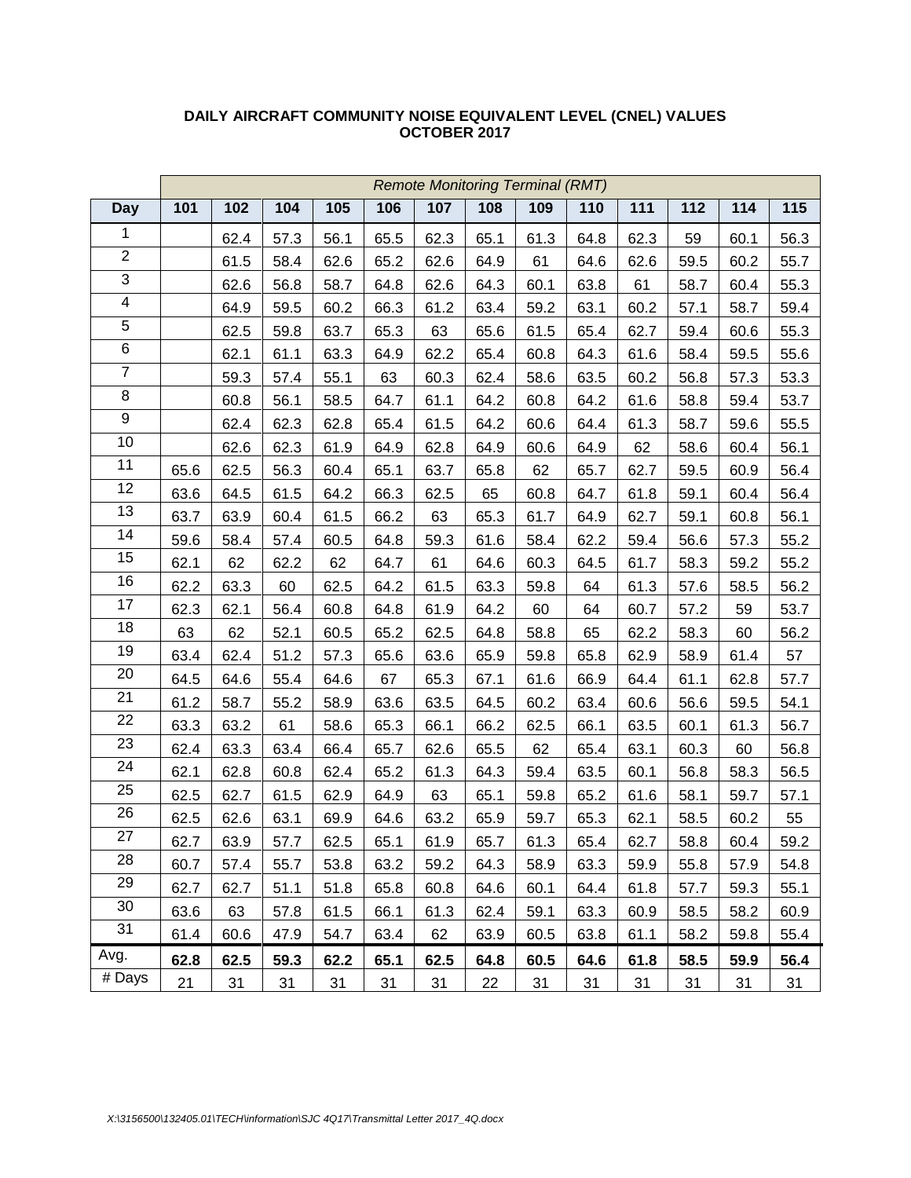**DAILY AIRCRAFT COMMUNITY NOISE EQUIVALENT LEVEL (CNEL) VALUES**
**OCTOBER 2017**

| | *Remote Monitoring Terminal (RMT)* | | | | | | | | | | | | |
|---|---|---|---|---|---|---|---|---|---|---|---|---|---|
| **Day** | **101** | **102** | **104** | **105** | **106** | **107** | **108** | **109** | **110** | **111** | **112** | **114** | **115** |
| 1 | | 62.4 | 57.3 | 56.1 | 65.5 | 62.3 | 65.1 | 61.3 | 64.8 | 62.3 | 59 | 60.1 | 56.3 |
| 2 | | 61.5 | 58.4 | 62.6 | 65.2 | 62.6 | 64.9 | 61 | 64.6 | 62.6 | 59.5 | 60.2 | 55.7 |
| 3 | | 62.6 | 56.8 | 58.7 | 64.8 | 62.6 | 64.3 | 60.1 | 63.8 | 61 | 58.7 | 60.4 | 55.3 |
| 4 | | 64.9 | 59.5 | 60.2 | 66.3 | 61.2 | 63.4 | 59.2 | 63.1 | 60.2 | 57.1 | 58.7 | 59.4 |
| 5 | | 62.5 | 59.8 | 63.7 | 65.3 | 63 | 65.6 | 61.5 | 65.4 | 62.7 | 59.4 | 60.6 | 55.3 |
| 6 | | 62.1 | 61.1 | 63.3 | 64.9 | 62.2 | 65.4 | 60.8 | 64.3 | 61.6 | 58.4 | 59.5 | 55.6 |
| 7 | | 59.3 | 57.4 | 55.1 | 63 | 60.3 | 62.4 | 58.6 | 63.5 | 60.2 | 56.8 | 57.3 | 53.3 |
| 8 | | 60.8 | 56.1 | 58.5 | 64.7 | 61.1 | 64.2 | 60.8 | 64.2 | 61.6 | 58.8 | 59.4 | 53.7 |
| 9 | | 62.4 | 62.3 | 62.8 | 65.4 | 61.5 | 64.2 | 60.6 | 64.4 | 61.3 | 58.7 | 59.6 | 55.5 |
| 10 | | 62.6 | 62.3 | 61.9 | 64.9 | 62.8 | 64.9 | 60.6 | 64.9 | 62 | 58.6 | 60.4 | 56.1 |
| 11 | 65.6 | 62.5 | 56.3 | 60.4 | 65.1 | 63.7 | 65.8 | 62 | 65.7 | 62.7 | 59.5 | 60.9 | 56.4 |
| 12 | 63.6 | 64.5 | 61.5 | 64.2 | 66.3 | 62.5 | 65 | 60.8 | 64.7 | 61.8 | 59.1 | 60.4 | 56.4 |
| 13 | 63.7 | 63.9 | 60.4 | 61.5 | 66.2 | 63 | 65.3 | 61.7 | 64.9 | 62.7 | 59.1 | 60.8 | 56.1 |
| 14 | 59.6 | 58.4 | 57.4 | 60.5 | 64.8 | 59.3 | 61.6 | 58.4 | 62.2 | 59.4 | 56.6 | 57.3 | 55.2 |
| 15 | 62.1 | 62 | 62.2 | 62 | 64.7 | 61 | 64.6 | 60.3 | 64.5 | 61.7 | 58.3 | 59.2 | 55.2 |
| 16 | 62.2 | 63.3 | 60 | 62.5 | 64.2 | 61.5 | 63.3 | 59.8 | 64 | 61.3 | 57.6 | 58.5 | 56.2 |
| 17 | 62.3 | 62.1 | 56.4 | 60.8 | 64.8 | 61.9 | 64.2 | 60 | 64 | 60.7 | 57.2 | 59 | 53.7 |
| 18 | 63 | 62 | 52.1 | 60.5 | 65.2 | 62.5 | 64.8 | 58.8 | 65 | 62.2 | 58.3 | 60 | 56.2 |
| 19 | 63.4 | 62.4 | 51.2 | 57.3 | 65.6 | 63.6 | 65.9 | 59.8 | 65.8 | 62.9 | 58.9 | 61.4 | 57 |
| 20 | 64.5 | 64.6 | 55.4 | 64.6 | 67 | 65.3 | 67.1 | 61.6 | 66.9 | 64.4 | 61.1 | 62.8 | 57.7 |
| 21 | 61.2 | 58.7 | 55.2 | 58.9 | 63.6 | 63.5 | 64.5 | 60.2 | 63.4 | 60.6 | 56.6 | 59.5 | 54.1 |
| 22 | 63.3 | 63.2 | 61 | 58.6 | 65.3 | 66.1 | 66.2 | 62.5 | 66.1 | 63.5 | 60.1 | 61.3 | 56.7 |
| 23 | 62.4 | 63.3 | 63.4 | 66.4 | 65.7 | 62.6 | 65.5 | 62 | 65.4 | 63.1 | 60.3 | 60 | 56.8 |
| 24 | 62.1 | 62.8 | 60.8 | 62.4 | 65.2 | 61.3 | 64.3 | 59.4 | 63.5 | 60.1 | 56.8 | 58.3 | 56.5 |
| 25 | 62.5 | 62.7 | 61.5 | 62.9 | 64.9 | 63 | 65.1 | 59.8 | 65.2 | 61.6 | 58.1 | 59.7 | 57.1 |
| 26 | 62.5 | 62.6 | 63.1 | 69.9 | 64.6 | 63.2 | 65.9 | 59.7 | 65.3 | 62.1 | 58.5 | 60.2 | 55 |
| 27 | 62.7 | 63.9 | 57.7 | 62.5 | 65.1 | 61.9 | 65.7 | 61.3 | 65.4 | 62.7 | 58.8 | 60.4 | 59.2 |
| 28 | 60.7 | 57.4 | 55.7 | 53.8 | 63.2 | 59.2 | 64.3 | 58.9 | 63.3 | 59.9 | 55.8 | 57.9 | 54.8 |
| 29 | 62.7 | 62.7 | 51.1 | 51.8 | 65.8 | 60.8 | 64.6 | 60.1 | 64.4 | 61.8 | 57.7 | 59.3 | 55.1 |
| 30 | 63.6 | 63 | 57.8 | 61.5 | 66.1 | 61.3 | 62.4 | 59.1 | 63.3 | 60.9 | 58.5 | 58.2 | 60.9 |
| 31 | 61.4 | 60.6 | 47.9 | 54.7 | 63.4 | 62 | 63.9 | 60.5 | 63.8 | 61.1 | 58.2 | 59.8 | 55.4 |
| Avg. | **62.8** | **62.5** | **59.3** | **62.2** | **65.1** | **62.5** | **64.8** | **60.5** | **64.6** | **61.8** | **58.5** | **59.9** | **56.4** |
| # Days | 21 | 31 | 31 | 31 | 31 | 31 | 22 | 31 | 31 | 31 | 31 | 31 | 31 |

*X:\3156500\132405.01\TECH\information\SJC 4Q17\Transmittal Letter 2017_4Q.docx*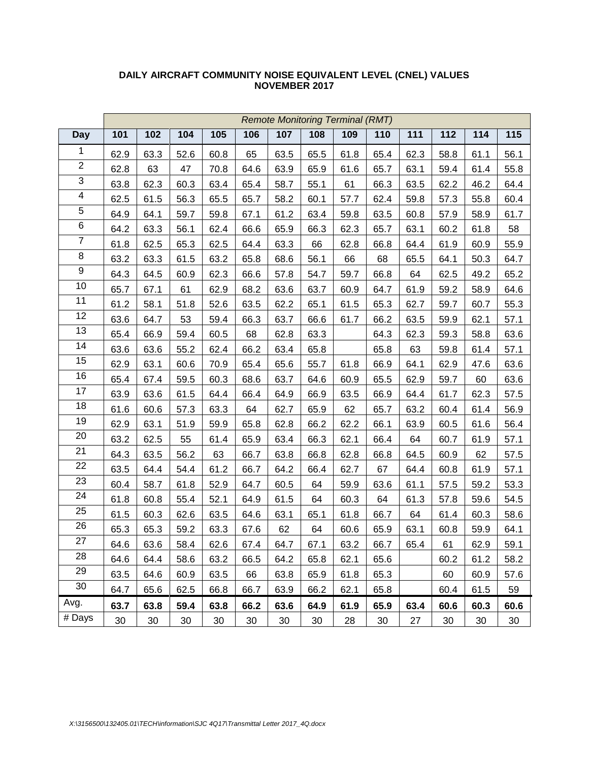**DAILY AIRCRAFT COMMUNITY NOISE EQUIVALENT LEVEL (CNEL) VALUES**
**NOVEMBER 2017**

| | *Remote Monitoring Terminal (RMT)* | | | | | | | | | | | | |
|---|---|---|---|---|---|---|---|---|---|---|---|---|---|
| **Day** | **101** | **102** | **104** | **105** | **106** | **107** | **108** | **109** | **110** | **111** | **112** | **114** | **115** |
| 1 | 62.9 | 63.3 | 52.6 | 60.8 | 65 | 63.5 | 65.5 | 61.8 | 65.4 | 62.3 | 58.8 | 61.1 | 56.1 |
| 2 | 62.8 | 63 | 47 | 70.8 | 64.6 | 63.9 | 65.9 | 61.6 | 65.7 | 63.1 | 59.4 | 61.4 | 55.8 |
| 3 | 63.8 | 62.3 | 60.3 | 63.4 | 65.4 | 58.7 | 55.1 | 61 | 66.3 | 63.5 | 62.2 | 46.2 | 64.4 |
| 4 | 62.5 | 61.5 | 56.3 | 65.5 | 65.7 | 58.2 | 60.1 | 57.7 | 62.4 | 59.8 | 57.3 | 55.8 | 60.4 |
| 5 | 64.9 | 64.1 | 59.7 | 59.8 | 67.1 | 61.2 | 63.4 | 59.8 | 63.5 | 60.8 | 57.9 | 58.9 | 61.7 |
| 6 | 64.2 | 63.3 | 56.1 | 62.4 | 66.6 | 65.9 | 66.3 | 62.3 | 65.7 | 63.1 | 60.2 | 61.8 | 58 |
| 7 | 61.8 | 62.5 | 65.3 | 62.5 | 64.4 | 63.3 | 66 | 62.8 | 66.8 | 64.4 | 61.9 | 60.9 | 55.9 |
| 8 | 63.2 | 63.3 | 61.5 | 63.2 | 65.8 | 68.6 | 56.1 | 66 | 68 | 65.5 | 64.1 | 50.3 | 64.7 |
| 9 | 64.3 | 64.5 | 60.9 | 62.3 | 66.6 | 57.8 | 54.7 | 59.7 | 66.8 | 64 | 62.5 | 49.2 | 65.2 |
| 10 | 65.7 | 67.1 | 61 | 62.9 | 68.2 | 63.6 | 63.7 | 60.9 | 64.7 | 61.9 | 59.2 | 58.9 | 64.6 |
| 11 | 61.2 | 58.1 | 51.8 | 52.6 | 63.5 | 62.2 | 65.1 | 61.5 | 65.3 | 62.7 | 59.7 | 60.7 | 55.3 |
| 12 | 63.6 | 64.7 | 53 | 59.4 | 66.3 | 63.7 | 66.6 | 61.7 | 66.2 | 63.5 | 59.9 | 62.1 | 57.1 |
| 13 | 65.4 | 66.9 | 59.4 | 60.5 | 68 | 62.8 | 63.3 | | 64.3 | 62.3 | 59.3 | 58.8 | 63.6 |
| 14 | 63.6 | 63.6 | 55.2 | 62.4 | 66.2 | 63.4 | 65.8 | | 65.8 | 63 | 59.8 | 61.4 | 57.1 |
| 15 | 62.9 | 63.1 | 60.6 | 70.9 | 65.4 | 65.6 | 55.7 | 61.8 | 66.9 | 64.1 | 62.9 | 47.6 | 63.6 |
| 16 | 65.4 | 67.4 | 59.5 | 60.3 | 68.6 | 63.7 | 64.6 | 60.9 | 65.5 | 62.9 | 59.7 | 60 | 63.6 |
| 17 | 63.9 | 63.6 | 61.5 | 64.4 | 66.4 | 64.9 | 66.9 | 63.5 | 66.9 | 64.4 | 61.7 | 62.3 | 57.5 |
| 18 | 61.6 | 60.6 | 57.3 | 63.3 | 64 | 62.7 | 65.9 | 62 | 65.7 | 63.2 | 60.4 | 61.4 | 56.9 |
| 19 | 62.9 | 63.1 | 51.9 | 59.9 | 65.8 | 62.8 | 66.2 | 62.2 | 66.1 | 63.9 | 60.5 | 61.6 | 56.4 |
| 20 | 63.2 | 62.5 | 55 | 61.4 | 65.9 | 63.4 | 66.3 | 62.1 | 66.4 | 64 | 60.7 | 61.9 | 57.1 |
| 21 | 64.3 | 63.5 | 56.2 | 63 | 66.7 | 63.8 | 66.8 | 62.8 | 66.8 | 64.5 | 60.9 | 62 | 57.5 |
| 22 | 63.5 | 64.4 | 54.4 | 61.2 | 66.7 | 64.2 | 66.4 | 62.7 | 67 | 64.4 | 60.8 | 61.9 | 57.1 |
| 23 | 60.4 | 58.7 | 61.8 | 52.9 | 64.7 | 60.5 | 64 | 59.9 | 63.6 | 61.1 | 57.5 | 59.2 | 53.3 |
| 24 | 61.8 | 60.8 | 55.4 | 52.1 | 64.9 | 61.5 | 64 | 60.3 | 64 | 61.3 | 57.8 | 59.6 | 54.5 |
| 25 | 61.5 | 60.3 | 62.6 | 63.5 | 64.6 | 63.1 | 65.1 | 61.8 | 66.7 | 64 | 61.4 | 60.3 | 58.6 |
| 26 | 65.3 | 65.3 | 59.2 | 63.3 | 67.6 | 62 | 64 | 60.6 | 65.9 | 63.1 | 60.8 | 59.9 | 64.1 |
| 27 | 64.6 | 63.6 | 58.4 | 62.6 | 67.4 | 64.7 | 67.1 | 63.2 | 66.7 | 65.4 | 61 | 62.9 | 59.1 |
| 28 | 64.6 | 64.4 | 58.6 | 63.2 | 66.5 | 64.2 | 65.8 | 62.1 | 65.6 | | 60.2 | 61.2 | 58.2 |
| 29 | 63.5 | 64.6 | 60.9 | 63.5 | 66 | 63.8 | 65.9 | 61.8 | 65.3 | | 60 | 60.9 | 57.6 |
| 30 | 64.7 | 65.6 | 62.5 | 66.8 | 66.7 | 63.9 | 66.2 | 62.1 | 65.8 | | 60.4 | 61.5 | 59 |
| Avg. | **63.7** | **63.8** | **59.4** | **63.8** | **66.2** | **63.6** | **64.9** | **61.9** | **65.9** | **63.4** | **60.6** | **60.3** | **60.6** |
| # Days | 30 | 30 | 30 | 30 | 30 | 30 | 30 | 28 | 30 | 27 | 30 | 30 | 30 |

*X:\3156500\132405.01\TECH\information\SJC 4Q17\Transmittal Letter 2017_4Q.docx*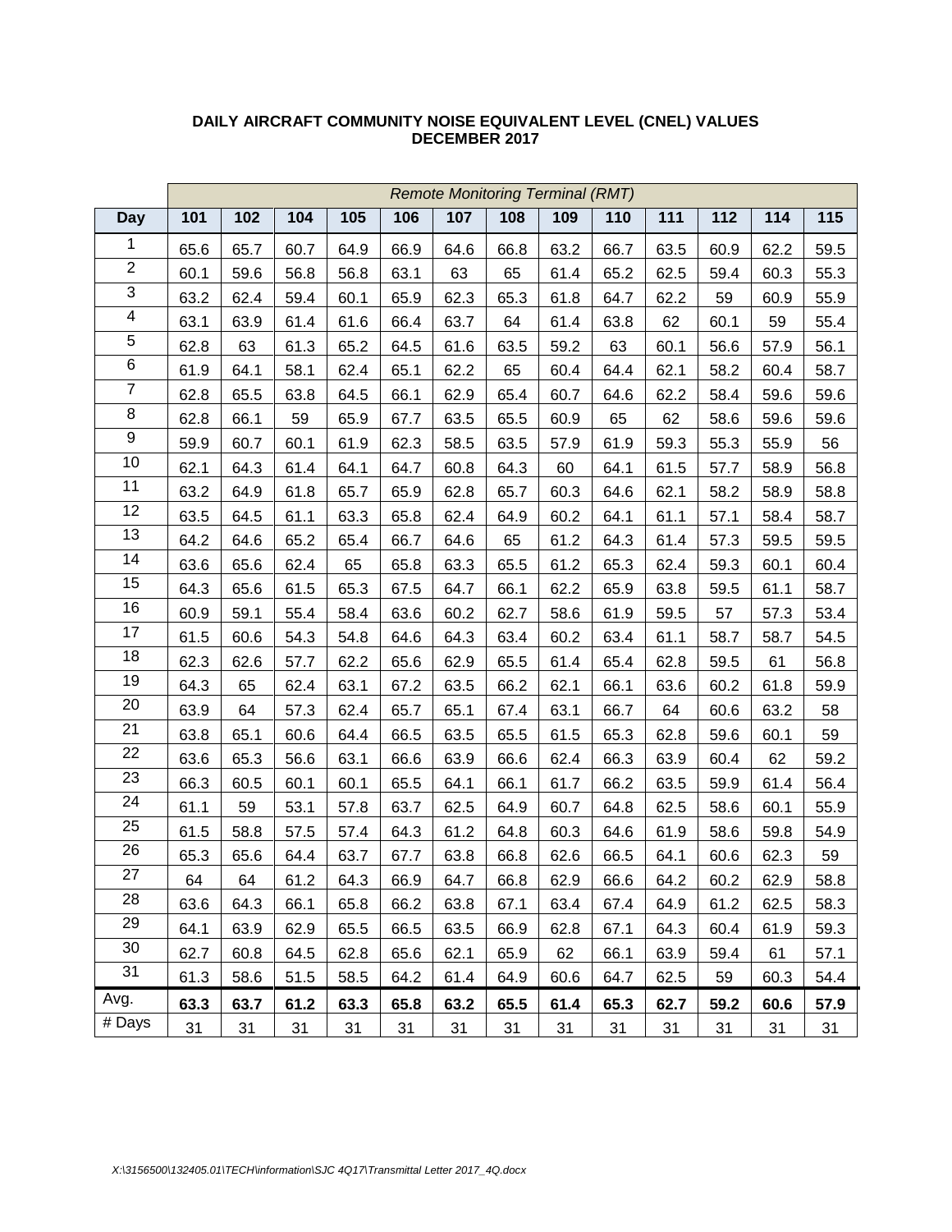**DAILY AIRCRAFT COMMUNITY NOISE EQUIVALENT LEVEL (CNEL) VALUES**
**DECEMBER 2017**

| | *Remote Monitoring Terminal (RMT)* | | | | | | | | | | | | |
|---|---|---|---|---|---|---|---|---|---|---|---|---|---|
| **Day** | **101** | **102** | **104** | **105** | **106** | **107** | **108** | **109** | **110** | **111** | **112** | **114** | **115** |
| 1 | 65.6 | 65.7 | 60.7 | 64.9 | 66.9 | 64.6 | 66.8 | 63.2 | 66.7 | 63.5 | 60.9 | 62.2 | 59.5 |
| 2 | 60.1 | 59.6 | 56.8 | 56.8 | 63.1 | 63 | 65 | 61.4 | 65.2 | 62.5 | 59.4 | 60.3 | 55.3 |
| 3 | 63.2 | 62.4 | 59.4 | 60.1 | 65.9 | 62.3 | 65.3 | 61.8 | 64.7 | 62.2 | 59 | 60.9 | 55.9 |
| 4 | 63.1 | 63.9 | 61.4 | 61.6 | 66.4 | 63.7 | 64 | 61.4 | 63.8 | 62 | 60.1 | 59 | 55.4 |
| 5 | 62.8 | 63 | 61.3 | 65.2 | 64.5 | 61.6 | 63.5 | 59.2 | 63 | 60.1 | 56.6 | 57.9 | 56.1 |
| 6 | 61.9 | 64.1 | 58.1 | 62.4 | 65.1 | 62.2 | 65 | 60.4 | 64.4 | 62.1 | 58.2 | 60.4 | 58.7 |
| 7 | 62.8 | 65.5 | 63.8 | 64.5 | 66.1 | 62.9 | 65.4 | 60.7 | 64.6 | 62.2 | 58.4 | 59.6 | 59.6 |
| 8 | 62.8 | 66.1 | 59 | 65.9 | 67.7 | 63.5 | 65.5 | 60.9 | 65 | 62 | 58.6 | 59.6 | 59.6 |
| 9 | 59.9 | 60.7 | 60.1 | 61.9 | 62.3 | 58.5 | 63.5 | 57.9 | 61.9 | 59.3 | 55.3 | 55.9 | 56 |
| 10 | 62.1 | 64.3 | 61.4 | 64.1 | 64.7 | 60.8 | 64.3 | 60 | 64.1 | 61.5 | 57.7 | 58.9 | 56.8 |
| 11 | 63.2 | 64.9 | 61.8 | 65.7 | 65.9 | 62.8 | 65.7 | 60.3 | 64.6 | 62.1 | 58.2 | 58.9 | 58.8 |
| 12 | 63.5 | 64.5 | 61.1 | 63.3 | 65.8 | 62.4 | 64.9 | 60.2 | 64.1 | 61.1 | 57.1 | 58.4 | 58.7 |
| 13 | 64.2 | 64.6 | 65.2 | 65.4 | 66.7 | 64.6 | 65 | 61.2 | 64.3 | 61.4 | 57.3 | 59.5 | 59.5 |
| 14 | 63.6 | 65.6 | 62.4 | 65 | 65.8 | 63.3 | 65.5 | 61.2 | 65.3 | 62.4 | 59.3 | 60.1 | 60.4 |
| 15 | 64.3 | 65.6 | 61.5 | 65.3 | 67.5 | 64.7 | 66.1 | 62.2 | 65.9 | 63.8 | 59.5 | 61.1 | 58.7 |
| 16 | 60.9 | 59.1 | 55.4 | 58.4 | 63.6 | 60.2 | 62.7 | 58.6 | 61.9 | 59.5 | 57 | 57.3 | 53.4 |
| 17 | 61.5 | 60.6 | 54.3 | 54.8 | 64.6 | 64.3 | 63.4 | 60.2 | 63.4 | 61.1 | 58.7 | 58.7 | 54.5 |
| 18 | 62.3 | 62.6 | 57.7 | 62.2 | 65.6 | 62.9 | 65.5 | 61.4 | 65.4 | 62.8 | 59.5 | 61 | 56.8 |
| 19 | 64.3 | 65 | 62.4 | 63.1 | 67.2 | 63.5 | 66.2 | 62.1 | 66.1 | 63.6 | 60.2 | 61.8 | 59.9 |
| 20 | 63.9 | 64 | 57.3 | 62.4 | 65.7 | 65.1 | 67.4 | 63.1 | 66.7 | 64 | 60.6 | 63.2 | 58 |
| 21 | 63.8 | 65.1 | 60.6 | 64.4 | 66.5 | 63.5 | 65.5 | 61.5 | 65.3 | 62.8 | 59.6 | 60.1 | 59 |
| 22 | 63.6 | 65.3 | 56.6 | 63.1 | 66.6 | 63.9 | 66.6 | 62.4 | 66.3 | 63.9 | 60.4 | 62 | 59.2 |
| 23 | 66.3 | 60.5 | 60.1 | 60.1 | 65.5 | 64.1 | 66.1 | 61.7 | 66.2 | 63.5 | 59.9 | 61.4 | 56.4 |
| 24 | 61.1 | 59 | 53.1 | 57.8 | 63.7 | 62.5 | 64.9 | 60.7 | 64.8 | 62.5 | 58.6 | 60.1 | 55.9 |
| 25 | 61.5 | 58.8 | 57.5 | 57.4 | 64.3 | 61.2 | 64.8 | 60.3 | 64.6 | 61.9 | 58.6 | 59.8 | 54.9 |
| 26 | 65.3 | 65.6 | 64.4 | 63.7 | 67.7 | 63.8 | 66.8 | 62.6 | 66.5 | 64.1 | 60.6 | 62.3 | 59 |
| 27 | 64 | 64 | 61.2 | 64.3 | 66.9 | 64.7 | 66.8 | 62.9 | 66.6 | 64.2 | 60.2 | 62.9 | 58.8 |
| 28 | 63.6 | 64.3 | 66.1 | 65.8 | 66.2 | 63.8 | 67.1 | 63.4 | 67.4 | 64.9 | 61.2 | 62.5 | 58.3 |
| 29 | 64.1 | 63.9 | 62.9 | 65.5 | 66.5 | 63.5 | 66.9 | 62.8 | 67.1 | 64.3 | 60.4 | 61.9 | 59.3 |
| 30 | 62.7 | 60.8 | 64.5 | 62.8 | 65.6 | 62.1 | 65.9 | 62 | 66.1 | 63.9 | 59.4 | 61 | 57.1 |
| 31 | 61.3 | 58.6 | 51.5 | 58.5 | 64.2 | 61.4 | 64.9 | 60.6 | 64.7 | 62.5 | 59 | 60.3 | 54.4 |
| Avg. | **63.3** | **63.7** | **61.2** | **63.3** | **65.8** | **63.2** | **65.5** | **61.4** | **65.3** | **62.7** | **59.2** | **60.6** | **57.9** |
| # Days | 31 | 31 | 31 | 31 | 31 | 31 | 31 | 31 | 31 | 31 | 31 | 31 | 31 |

*X:\3156500\132405.01\TECH\information\SJC 4Q17\Transmittal Letter 2017_4Q.docx*